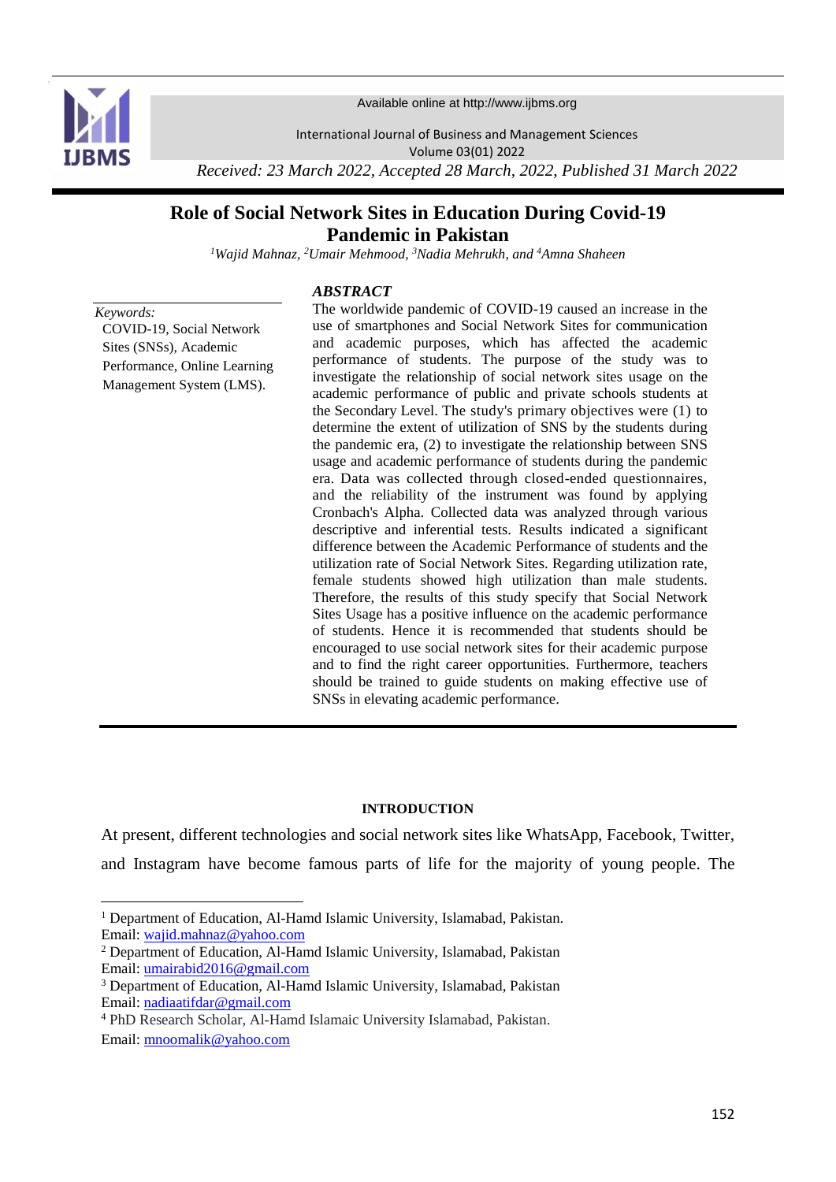Available online at http://www.ijbms.org

International Journal of Business and Management Sciences

*Received: 23 March 2022, Accepted 28 March, 2022, Published 31 March 2022*

# Role of Social Network Sites in Education During Covid-19 Pandemic in Pakistan

*[1]Wajid Mahnaz, [2]Umair Mehmood, [3]Nadia Mehrukh, and [4]Amna Shaheen*

*Keywords:*
COVID-19, Social Network Sites (SNSs), Academic Performance, Online Learning Management System (LMS).

### *ABSTRACT*

The worldwide pandemic of COVID-19 caused an increase in the use of smartphones and Social Network Sites for communication and academic purposes, which has affected the academic performance of students. The purpose of the study was to investigate the relationship of social network sites usage on the academic performance of public and private schools students at the Secondary Level. The study's primary objectives were (1) to determine the extent of utilization of SNS by the students during the pandemic era, (2) to investigate the relationship between SNS usage and academic performance of students during the pandemic era. Data was collected through closed-ended questionnaires, and the reliability of the instrument was found by applying Cronbach's Alpha. Collected data was analyzed through various descriptive and inferential tests. Results indicated a significant difference between the Academic Performance of students and the utilization rate of Social Network Sites. Regarding utilization rate, female students showed high utilization than male students. Therefore, the results of this study specify that Social Network Sites Usage has a positive influence on the academic performance of students. Hence it is recommended that students should be encouraged to use social network sites for their academic purpose and to find the right career opportunities. Furthermore, teachers should be trained to guide students on making effective use of SNSs in elevating academic performance.

## INTRODUCTION

At present, different technologies and social network sites like WhatsApp, Facebook, Twitter, and Instagram have become famous parts of life for the majority of young people. The

---

[1] Department of Education, Al-Hamd Islamic University, Islamabad, Pakistan.
Email: wajid.mahnaz@yahoo.com

[2] Department of Education, Al-Hamd Islamic University, Islamabad, Pakistan
Email: umairabid2016@gmail.com

[3] Department of Education, Al-Hamd Islamic University, Islamabad, Pakistan
Email: nadiaatifdar@gmail.com

[4] PhD Research Scholar, Al-Hamd Islamaic University Islamabad, Pakistan.
Email: mnoomalik@yahoo.com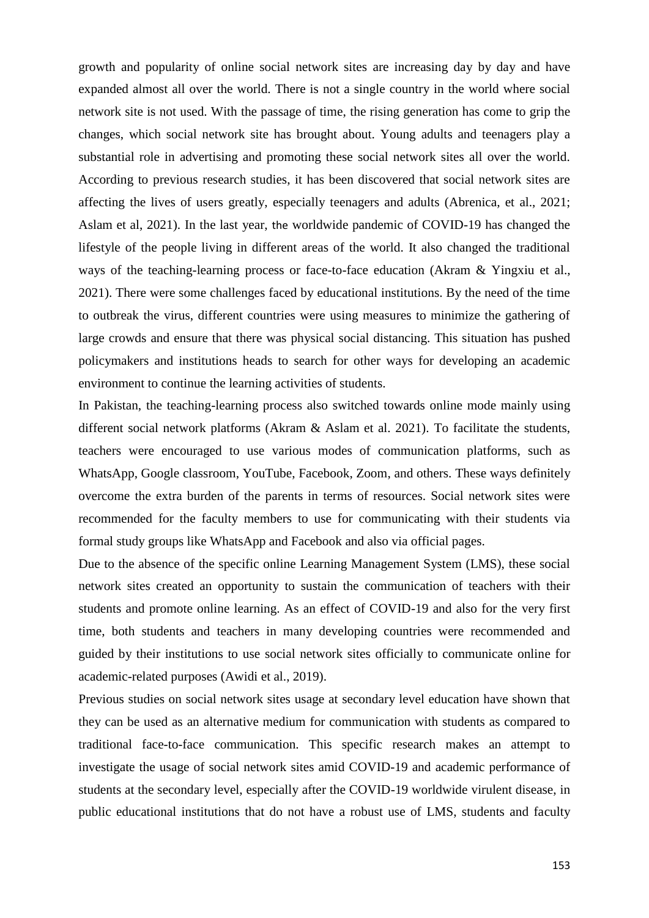growth and popularity of online social network sites are increasing day by day and have expanded almost all over the world. There is not a single country in the world where social network site is not used. With the passage of time, the rising generation has come to grip the changes, which social network site has brought about. Young adults and teenagers play a substantial role in advertising and promoting these social network sites all over the world. According to previous research studies, it has been discovered that social network sites are affecting the lives of users greatly, especially teenagers and adults (Abrenica, et al., 2021; Aslam et al, 2021). In the last year, the worldwide pandemic of COVID-19 has changed the lifestyle of the people living in different areas of the world. It also changed the traditional ways of the teaching-learning process or face-to-face education (Akram & Yingxiu et al., 2021). There were some challenges faced by educational institutions. By the need of the time to outbreak the virus, different countries were using measures to minimize the gathering of large crowds and ensure that there was physical social distancing. This situation has pushed policymakers and institutions heads to search for other ways for developing an academic environment to continue the learning activities of students.

In Pakistan, the teaching-learning process also switched towards online mode mainly using different social network platforms (Akram & Aslam et al. 2021). To facilitate the students, teachers were encouraged to use various modes of communication platforms, such as WhatsApp, Google classroom, YouTube, Facebook, Zoom, and others. These ways definitely overcome the extra burden of the parents in terms of resources. Social network sites were recommended for the faculty members to use for communicating with their students via formal study groups like WhatsApp and Facebook and also via official pages.

Due to the absence of the specific online Learning Management System (LMS), these social network sites created an opportunity to sustain the communication of teachers with their students and promote online learning. As an effect of COVID-19 and also for the very first time, both students and teachers in many developing countries were recommended and guided by their institutions to use social network sites officially to communicate online for academic-related purposes (Awidi et al., 2019).

Previous studies on social network sites usage at secondary level education have shown that they can be used as an alternative medium for communication with students as compared to traditional face-to-face communication. This specific research makes an attempt to investigate the usage of social network sites amid COVID-19 and academic performance of students at the secondary level, especially after the COVID-19 worldwide virulent disease, in public educational institutions that do not have a robust use of LMS, students and faculty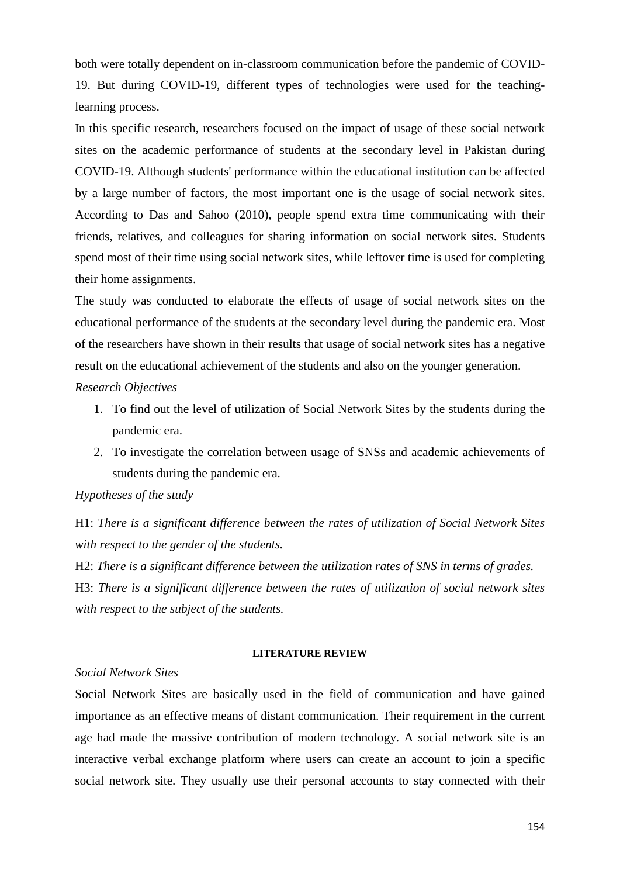both were totally dependent on in-classroom communication before the pandemic of COVID-19. But during COVID-19, different types of technologies were used for the teaching-learning process.

In this specific research, researchers focused on the impact of usage of these social network sites on the academic performance of students at the secondary level in Pakistan during COVID-19. Although students' performance within the educational institution can be affected by a large number of factors, the most important one is the usage of social network sites. According to Das and Sahoo (2010), people spend extra time communicating with their friends, relatives, and colleagues for sharing information on social network sites. Students spend most of their time using social network sites, while leftover time is used for completing their home assignments.

The study was conducted to elaborate the effects of usage of social network sites on the educational performance of the students at the secondary level during the pandemic era. Most of the researchers have shown in their results that usage of social network sites has a negative result on the educational achievement of the students and also on the younger generation.

*Research Objectives*

1. To find out the level of utilization of Social Network Sites by the students during the pandemic era.
2. To investigate the correlation between usage of SNSs and academic achievements of students during the pandemic era.

*Hypotheses of the study*

H1: *There is a significant difference between the rates of utilization of Social Network Sites with respect to the gender of the students.*

H2: *There is a significant difference between the utilization rates of SNS in terms of grades.*

H3: *There is a significant difference between the rates of utilization of social network sites with respect to the subject of the students.*

## LITERATURE REVIEW

*Social Network Sites*

Social Network Sites are basically used in the field of communication and have gained importance as an effective means of distant communication. Their requirement in the current age had made the massive contribution of modern technology. A social network site is an interactive verbal exchange platform where users can create an account to join a specific social network site. They usually use their personal accounts to stay connected with their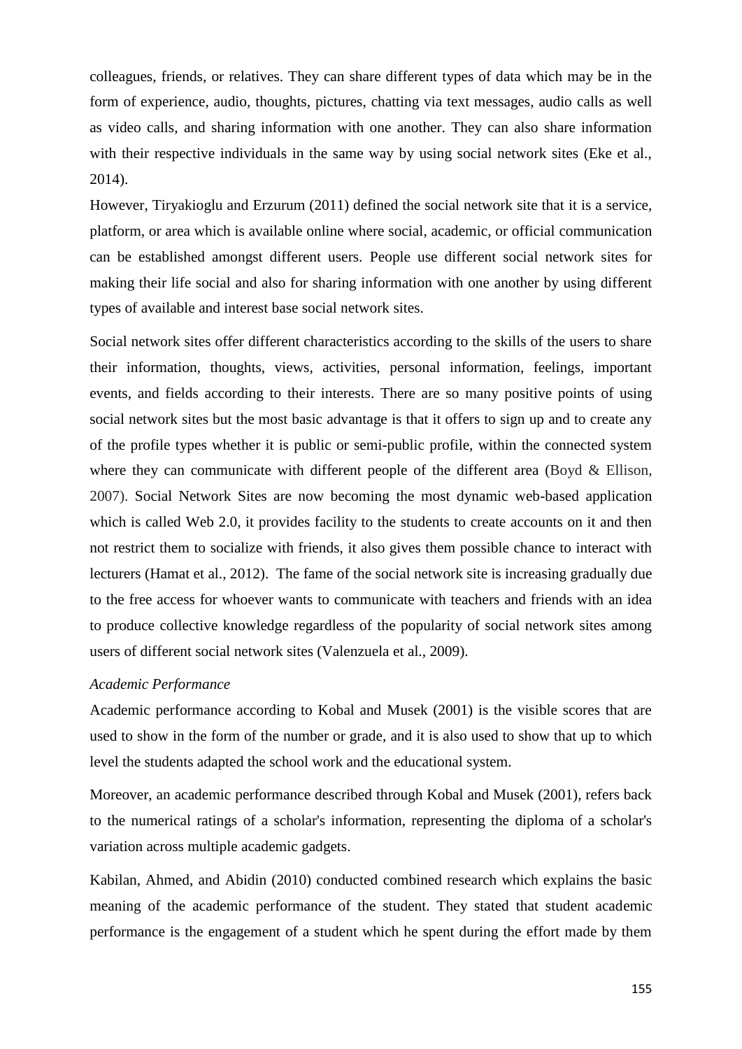colleagues, friends, or relatives. They can share different types of data which may be in the form of experience, audio, thoughts, pictures, chatting via text messages, audio calls as well as video calls, and sharing information with one another. They can also share information with their respective individuals in the same way by using social network sites (Eke et al., 2014).

However, Tiryakioglu and Erzurum (2011) defined the social network site that it is a service, platform, or area which is available online where social, academic, or official communication can be established amongst different users. People use different social network sites for making their life social and also for sharing information with one another by using different types of available and interest base social network sites.

Social network sites offer different characteristics according to the skills of the users to share their information, thoughts, views, activities, personal information, feelings, important events, and fields according to their interests. There are so many positive points of using social network sites but the most basic advantage is that it offers to sign up and to create any of the profile types whether it is public or semi-public profile, within the connected system where they can communicate with different people of the different area (Boyd & Ellison, 2007). Social Network Sites are now becoming the most dynamic web-based application which is called Web 2.0, it provides facility to the students to create accounts on it and then not restrict them to socialize with friends, it also gives them possible chance to interact with lecturers (Hamat et al., 2012). The fame of the social network site is increasing gradually due to the free access for whoever wants to communicate with teachers and friends with an idea to produce collective knowledge regardless of the popularity of social network sites among users of different social network sites (Valenzuela et al., 2009).

*Academic Performance*

Academic performance according to Kobal and Musek (2001) is the visible scores that are used to show in the form of the number or grade, and it is also used to show that up to which level the students adapted the school work and the educational system.

Moreover, an academic performance described through Kobal and Musek (2001), refers back to the numerical ratings of a scholar's information, representing the diploma of a scholar's variation across multiple academic gadgets.

Kabilan, Ahmed, and Abidin (2010) conducted combined research which explains the basic meaning of the academic performance of the student. They stated that student academic performance is the engagement of a student which he spent during the effort made by them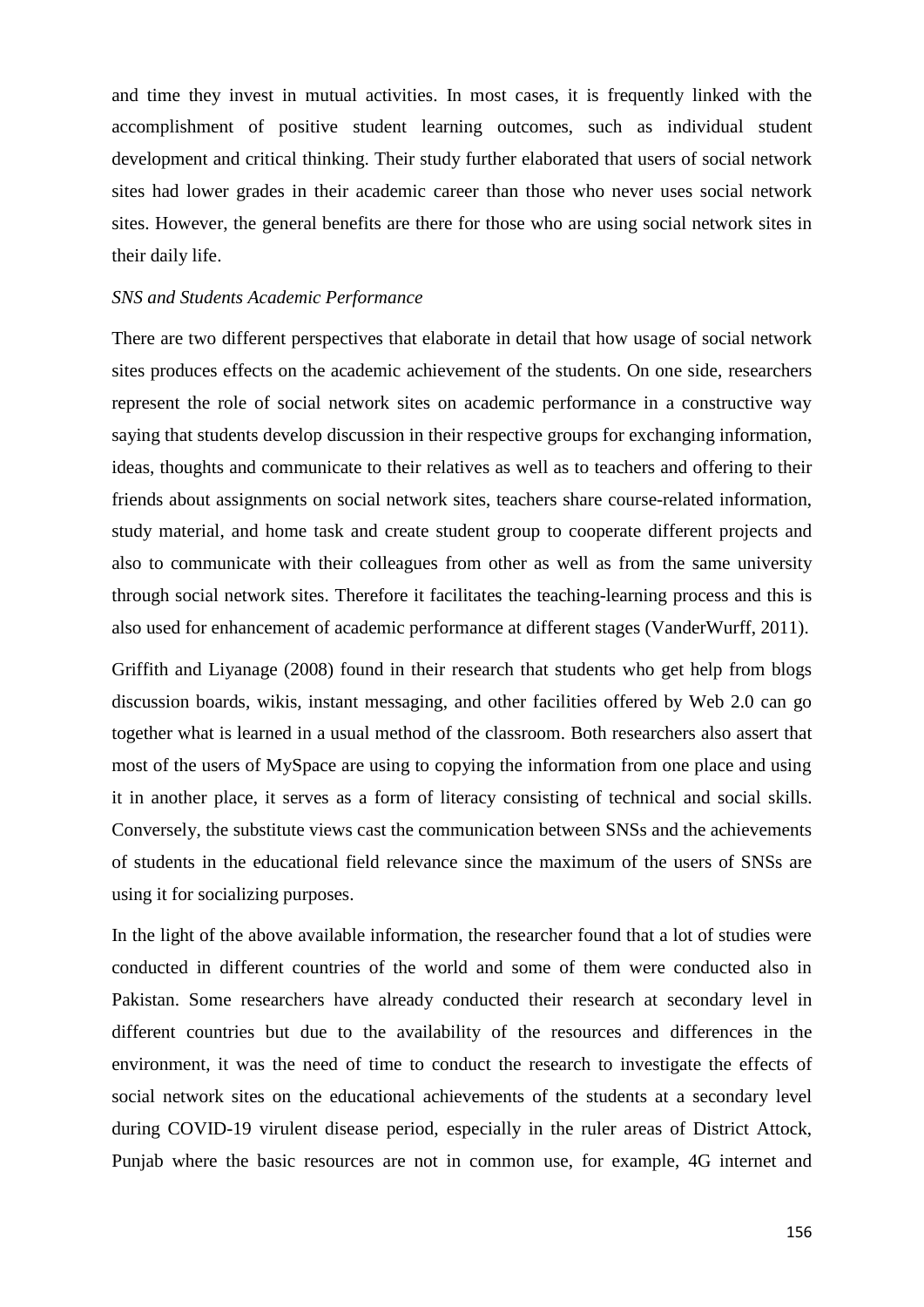and time they invest in mutual activities. In most cases, it is frequently linked with the accomplishment of positive student learning outcomes, such as individual student development and critical thinking. Their study further elaborated that users of social network sites had lower grades in their academic career than those who never uses social network sites. However, the general benefits are there for those who are using social network sites in their daily life.

*SNS and Students Academic Performance*

There are two different perspectives that elaborate in detail that how usage of social network sites produces effects on the academic achievement of the students. On one side, researchers represent the role of social network sites on academic performance in a constructive way saying that students develop discussion in their respective groups for exchanging information, ideas, thoughts and communicate to their relatives as well as to teachers and offering to their friends about assignments on social network sites, teachers share course-related information, study material, and home task and create student group to cooperate different projects and also to communicate with their colleagues from other as well as from the same university through social network sites. Therefore it facilitates the teaching-learning process and this is also used for enhancement of academic performance at different stages (VanderWurff, 2011).

Griffith and Liyanage (2008) found in their research that students who get help from blogs discussion boards, wikis, instant messaging, and other facilities offered by Web 2.0 can go together what is learned in a usual method of the classroom. Both researchers also assert that most of the users of MySpace are using to copying the information from one place and using it in another place, it serves as a form of literacy consisting of technical and social skills. Conversely, the substitute views cast the communication between SNSs and the achievements of students in the educational field relevance since the maximum of the users of SNSs are using it for socializing purposes.

In the light of the above available information, the researcher found that a lot of studies were conducted in different countries of the world and some of them were conducted also in Pakistan. Some researchers have already conducted their research at secondary level in different countries but due to the availability of the resources and differences in the environment, it was the need of time to conduct the research to investigate the effects of social network sites on the educational achievements of the students at a secondary level during COVID-19 virulent disease period, especially in the ruler areas of District Attock, Punjab where the basic resources are not in common use, for example, 4G internet and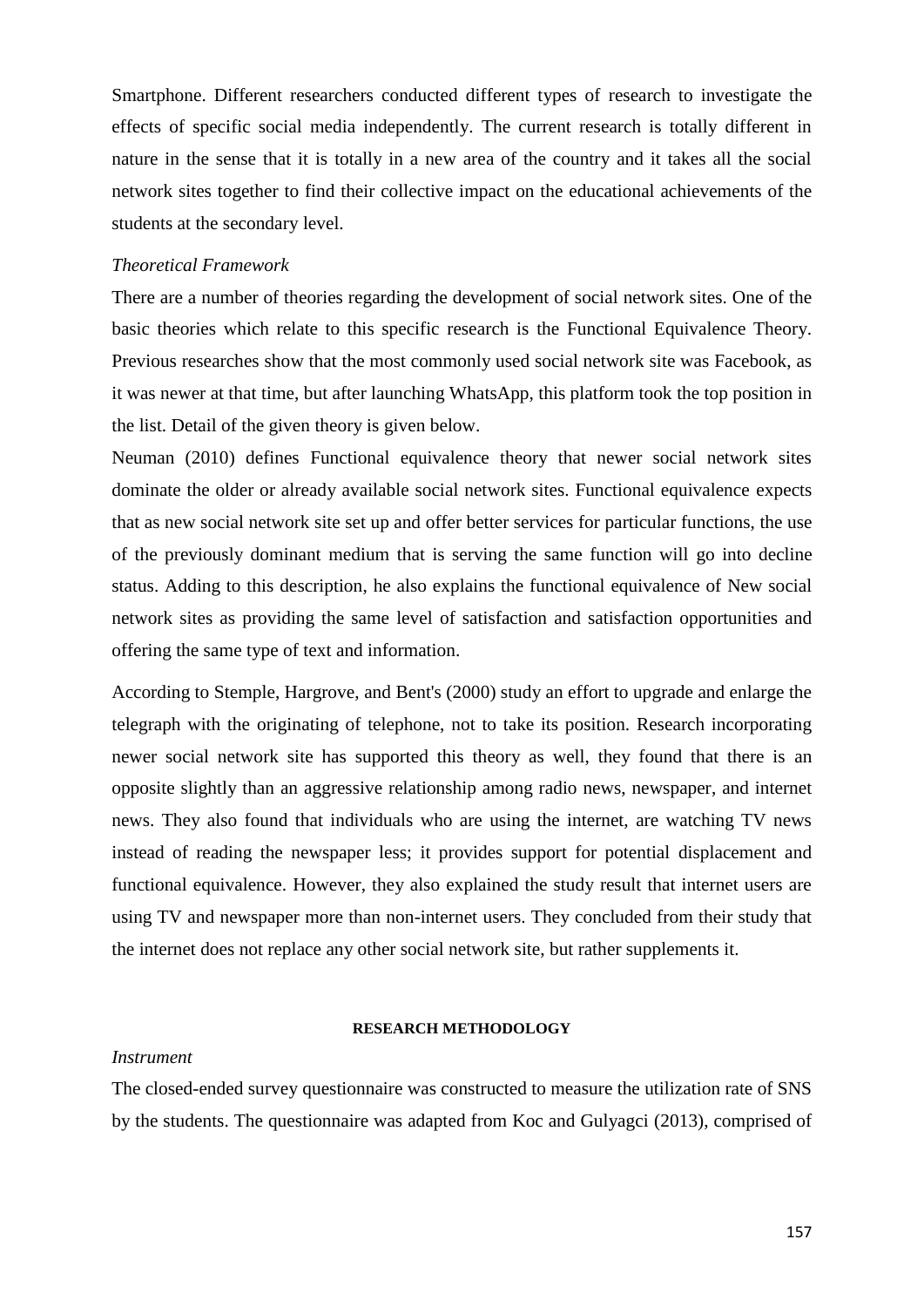Smartphone. Different researchers conducted different types of research to investigate the effects of specific social media independently. The current research is totally different in nature in the sense that it is totally in a new area of the country and it takes all the social network sites together to find their collective impact on the educational achievements of the students at the secondary level.

*Theoretical Framework*

There are a number of theories regarding the development of social network sites. One of the basic theories which relate to this specific research is the Functional Equivalence Theory. Previous researches show that the most commonly used social network site was Facebook, as it was newer at that time, but after launching WhatsApp, this platform took the top position in the list. Detail of the given theory is given below.

Neuman (2010) defines Functional equivalence theory that newer social network sites dominate the older or already available social network sites. Functional equivalence expects that as new social network site set up and offer better services for particular functions, the use of the previously dominant medium that is serving the same function will go into decline status. Adding to this description, he also explains the functional equivalence of New social network sites as providing the same level of satisfaction and satisfaction opportunities and offering the same type of text and information.

According to Stemple, Hargrove, and Bent's (2000) study an effort to upgrade and enlarge the telegraph with the originating of telephone, not to take its position. Research incorporating newer social network site has supported this theory as well, they found that there is an opposite slightly than an aggressive relationship among radio news, newspaper, and internet news. They also found that individuals who are using the internet, are watching TV news instead of reading the newspaper less; it provides support for potential displacement and functional equivalence. However, they also explained the study result that internet users are using TV and newspaper more than non-internet users. They concluded from their study that the internet does not replace any other social network site, but rather supplements it.

## RESEARCH METHODOLOGY

*Instrument*

The closed-ended survey questionnaire was constructed to measure the utilization rate of SNS by the students. The questionnaire was adapted from Koc and Gulyagci (2013), comprised of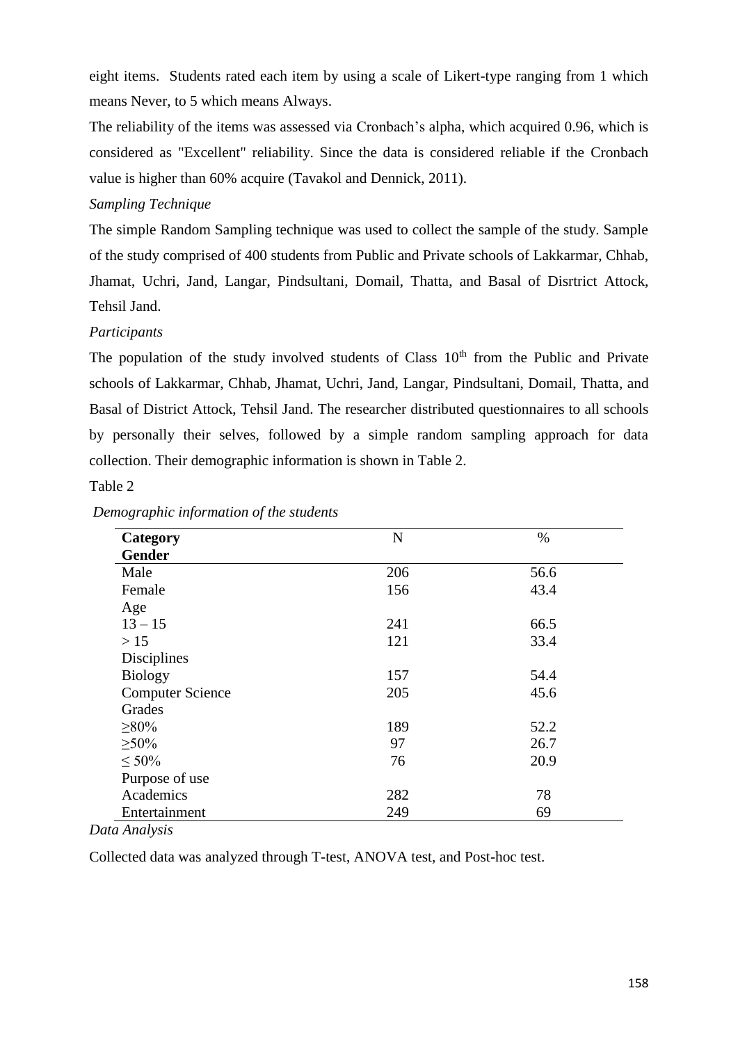eight items. Students rated each item by using a scale of Likert-type ranging from 1 which means Never, to 5 which means Always.

The reliability of the items was assessed via Cronbach's alpha, which acquired 0.96, which is considered as "Excellent" reliability. Since the data is considered reliable if the Cronbach value is higher than 60% acquire (Tavakol and Dennick, 2011).

*Sampling Technique*

The simple Random Sampling technique was used to collect the sample of the study. Sample of the study comprised of 400 students from Public and Private schools of Lakkarmar, Chhab, Jhamat, Uchri, Jand, Langar, Pindsultani, Domail, Thatta, and Basal of Disrtrict Attock, Tehsil Jand.

*Participants*

The population of the study involved students of Class 10th from the Public and Private schools of Lakkarmar, Chhab, Jhamat, Uchri, Jand, Langar, Pindsultani, Domail, Thatta, and Basal of District Attock, Tehsil Jand. The researcher distributed questionnaires to all schools by personally their selves, followed by a simple random sampling approach for data collection. Their demographic information is shown in Table 2.

Table 2

*Demographic information of the students*

| **Category** | N | % |
|---|---|---|
| **Gender** | | |
| Male | 206 | 56.6 |
| Female | 156 | 43.4 |
| Age | | |
| 13 – 15 | 241 | 66.5 |
| > 15 | 121 | 33.4 |
| Disciplines | | |
| Biology | 157 | 54.4 |
| Computer Science | 205 | 45.6 |
| Grades | | |
| ≥80% | 189 | 52.2 |
| ≥50% | 97 | 26.7 |
| ≤ 50% | 76 | 20.9 |
| Purpose of use | | |
| Academics | 282 | 78 |
| Entertainment | 249 | 69 |

*Data Analysis*

Collected data was analyzed through T-test, ANOVA test, and Post-hoc test.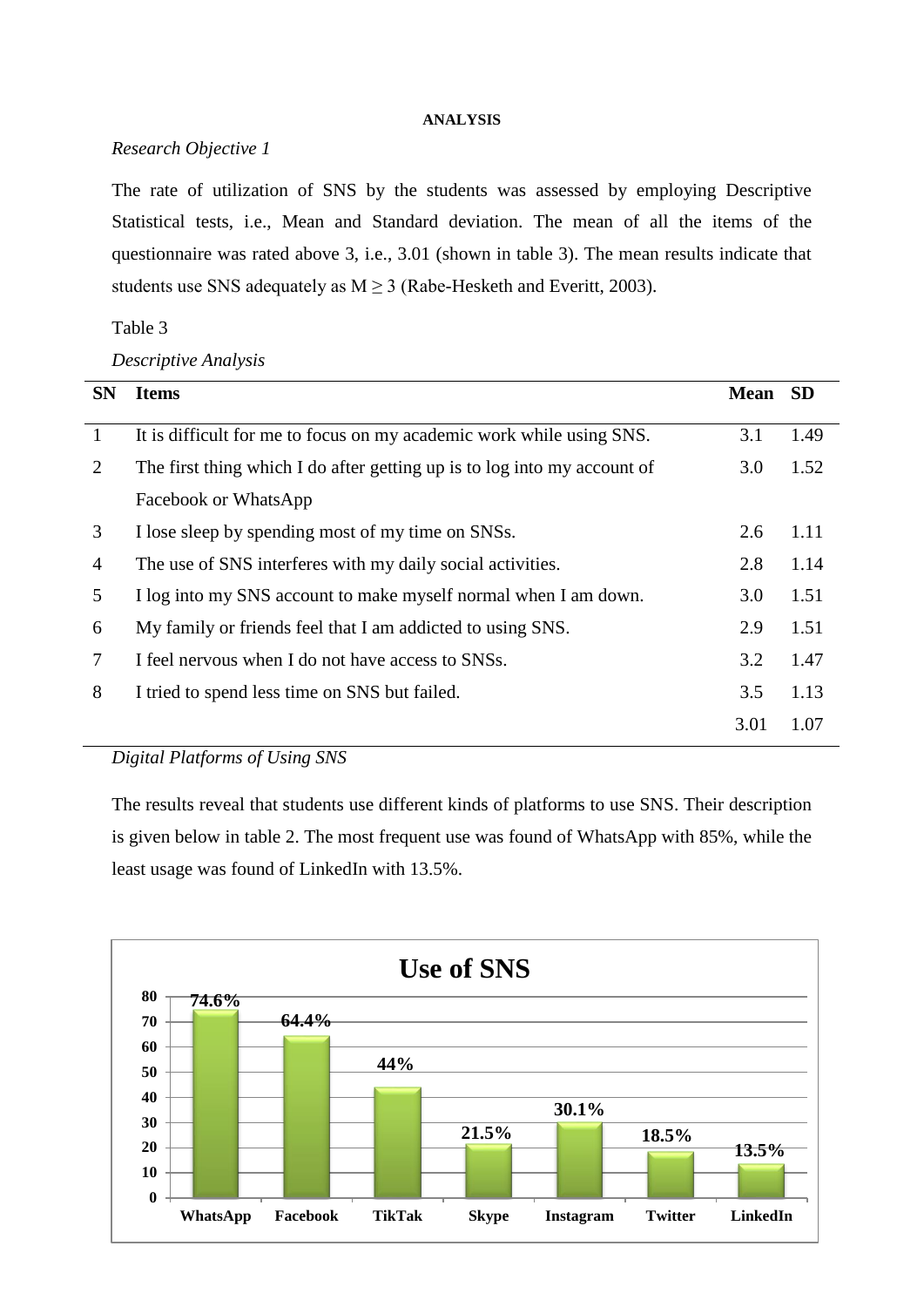**ANALYSIS**

*Research Objective 1*

The rate of utilization of SNS by the students was assessed by employing Descriptive Statistical tests, i.e., Mean and Standard deviation. The mean of all the items of the questionnaire was rated above 3, i.e., 3.01 (shown in table 3). The mean results indicate that students use SNS adequately as $M \geq 3$ (Rabe-Hesketh and Everitt, 2003).

Table 3

*Descriptive Analysis*

| SN | Items | Mean | SD |
|---|---|---|---|
| 1 | It is difficult for me to focus on my academic work while using SNS. | 3.1 | 1.49 |
| 2 | The first thing which I do after getting up is to log into my account of Facebook or WhatsApp | 3.0 | 1.52 |
| 3 | I lose sleep by spending most of my time on SNSs. | 2.6 | 1.11 |
| 4 | The use of SNS interferes with my daily social activities. | 2.8 | 1.14 |
| 5 | I log into my SNS account to make myself normal when I am down. | 3.0 | 1.51 |
| 6 | My family or friends feel that I am addicted to using SNS. | 2.9 | 1.51 |
| 7 | I feel nervous when I do not have access to SNSs. | 3.2 | 1.47 |
| 8 | I tried to spend less time on SNS but failed. | 3.5 | 1.13 |
| | | 3.01 | 1.07 |

*Digital Platforms of Using SNS*

The results reveal that students use different kinds of platforms to use SNS. Their description is given below in table 2. The most frequent use was found of WhatsApp with 85%, while the least usage was found of LinkedIn with 13.5%.

Use of SNS

0
10
20
30
40
50
60
70
80

74.6%
64.4%
44%
21.5%
30.1%
18.5%
13.5%

WhatsApp
Facebook
TikTak
Skype
Instagram
Twitter
LinkedIn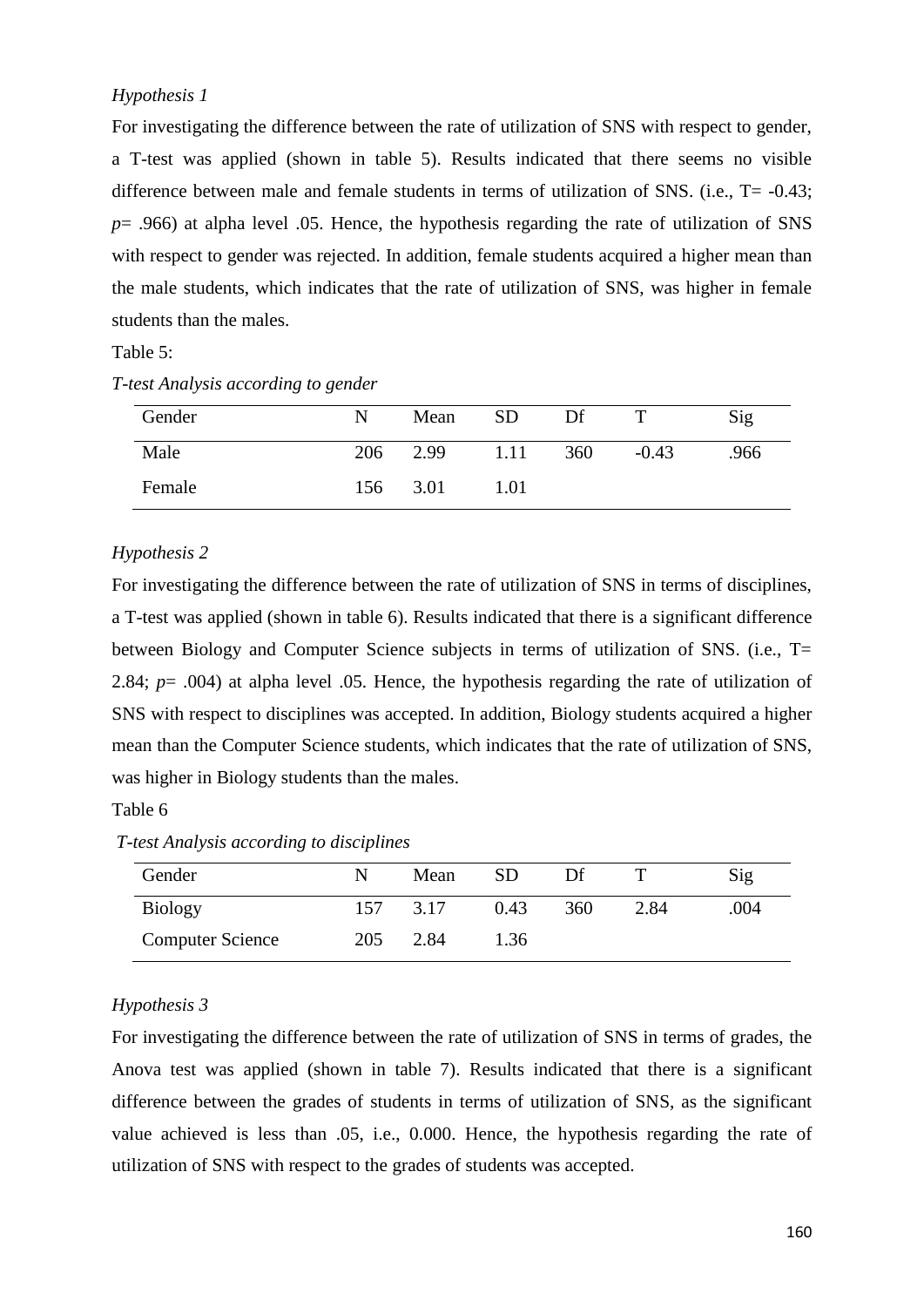*Hypothesis 1*

For investigating the difference between the rate of utilization of SNS with respect to gender, a T-test was applied (shown in table 5). Results indicated that there seems no visible difference between male and female students in terms of utilization of SNS. (i.e., T= -0.43; *p*= .966) at alpha level .05. Hence, the hypothesis regarding the rate of utilization of SNS with respect to gender was rejected. In addition, female students acquired a higher mean than the male students, which indicates that the rate of utilization of SNS, was higher in female students than the males.

Table 5:

*T-test Analysis according to gender*

| Gender | N | Mean | SD | Df | T | Sig |
|---|---|---|---|---|---|---|
| Male | 206 | 2.99 | 1.11 | 360 | -0.43 | .966 |
| Female | 156 | 3.01 | 1.01 | | | |

*Hypothesis 2*

For investigating the difference between the rate of utilization of SNS in terms of disciplines, a T-test was applied (shown in table 6). Results indicated that there is a significant difference between Biology and Computer Science subjects in terms of utilization of SNS. (i.e., T= 2.84; *p*= .004) at alpha level .05. Hence, the hypothesis regarding the rate of utilization of SNS with respect to disciplines was accepted. In addition, Biology students acquired a higher mean than the Computer Science students, which indicates that the rate of utilization of SNS, was higher in Biology students than the males.

Table 6

*T-test Analysis according to disciplines*

| Gender | N | Mean | SD | Df | T | Sig |
|---|---|---|---|---|---|---|
| Biology | 157 | 3.17 | 0.43 | 360 | 2.84 | .004 |
| Computer Science | 205 | 2.84 | 1.36 | | | |

*Hypothesis 3*

For investigating the difference between the rate of utilization of SNS in terms of grades, the Anova test was applied (shown in table 7). Results indicated that there is a significant difference between the grades of students in terms of utilization of SNS, as the significant value achieved is less than .05, i.e., 0.000. Hence, the hypothesis regarding the rate of utilization of SNS with respect to the grades of students was accepted.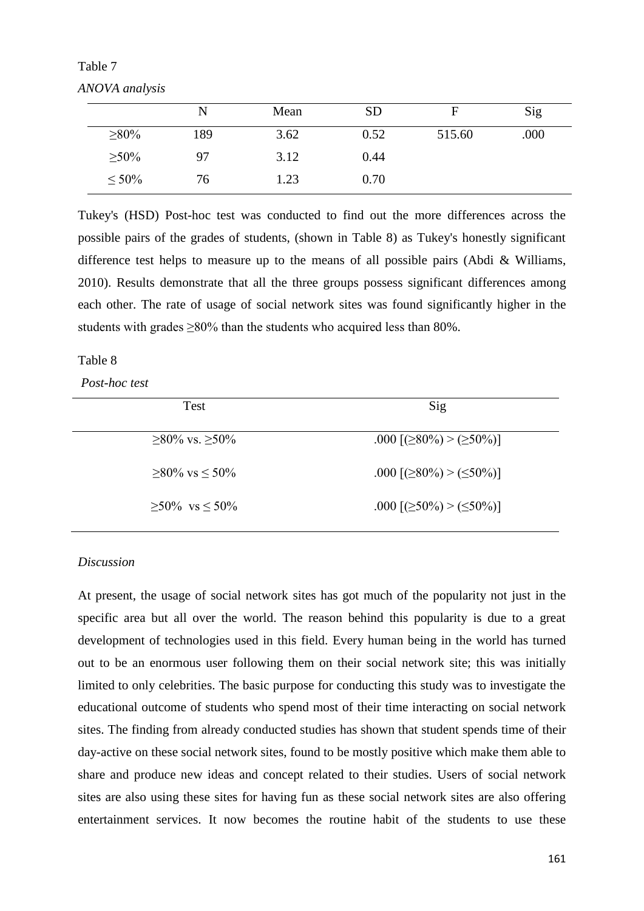Table 7

*ANOVA analysis*

| | N | Mean | SD | F | Sig |
|---|---|---|---|---|---|
| ≥80% | 189 | 3.62 | 0.52 | 515.60 | .000 |
| ≥50% | 97 | 3.12 | 0.44 | | |
| ≤ 50% | 76 | 1.23 | 0.70 | | |

Tukey's (HSD) Post-hoc test was conducted to find out the more differences across the possible pairs of the grades of students, (shown in Table 8) as Tukey's honestly significant difference test helps to measure up to the means of all possible pairs (Abdi & Williams, 2010). Results demonstrate that all the three groups possess significant differences among each other. The rate of usage of social network sites was found significantly higher in the students with grades ≥80% than the students who acquired less than 80%.

Table 8

*Post-hoc test*

| Test | Sig |
|---|---|
| ≥80% vs. ≥50% | .000 [(≥80%) > (≥50%)] |
| ≥80% vs ≤ 50% | .000 [(≥80%) > (≤50%)] |
| ≥50% vs ≤ 50% | .000 [(≥50%) > (≤50%)] |

*Discussion*

At present, the usage of social network sites has got much of the popularity not just in the specific area but all over the world. The reason behind this popularity is due to a great development of technologies used in this field. Every human being in the world has turned out to be an enormous user following them on their social network site; this was initially limited to only celebrities. The basic purpose for conducting this study was to investigate the educational outcome of students who spend most of their time interacting on social network sites. The finding from already conducted studies has shown that student spends time of their day-active on these social network sites, found to be mostly positive which make them able to share and produce new ideas and concept related to their studies. Users of social network sites are also using these sites for having fun as these social network sites are also offering entertainment services. It now becomes the routine habit of the students to use these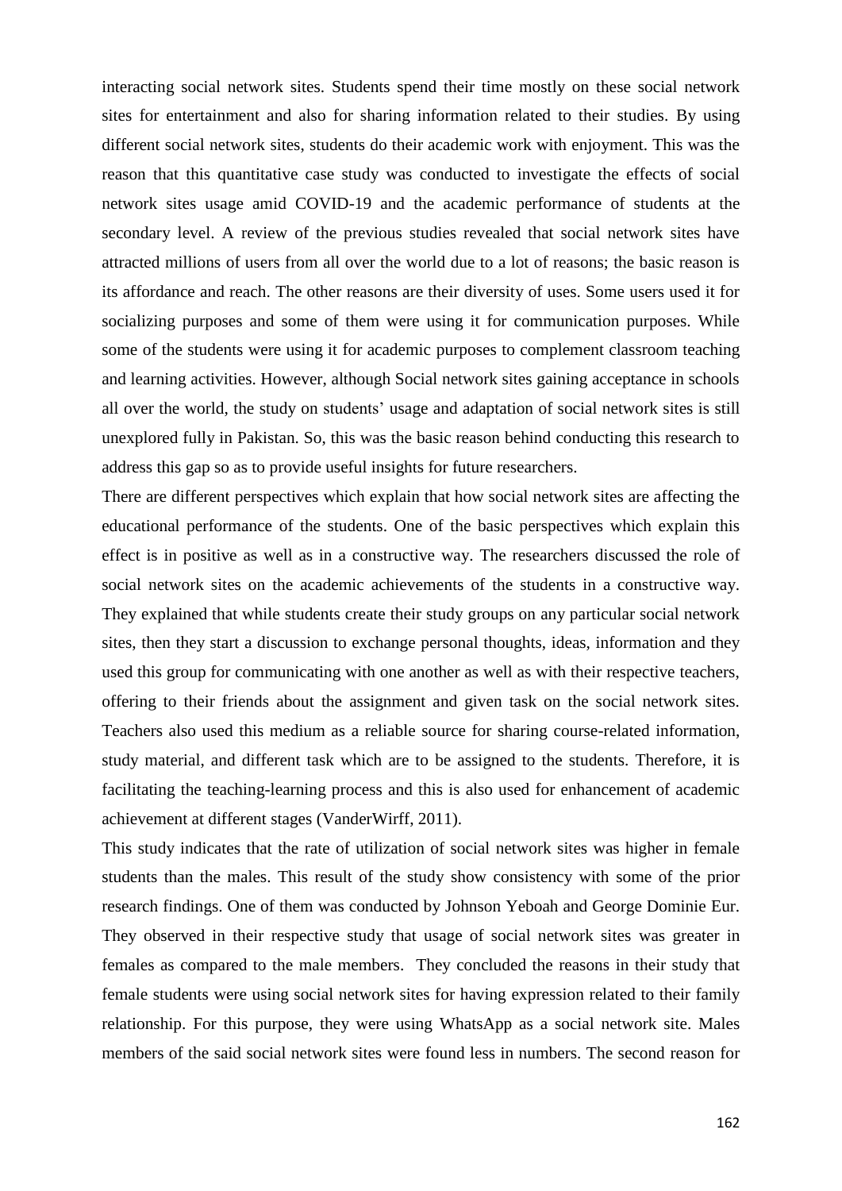interacting social network sites. Students spend their time mostly on these social network sites for entertainment and also for sharing information related to their studies. By using different social network sites, students do their academic work with enjoyment. This was the reason that this quantitative case study was conducted to investigate the effects of social network sites usage amid COVID-19 and the academic performance of students at the secondary level. A review of the previous studies revealed that social network sites have attracted millions of users from all over the world due to a lot of reasons; the basic reason is its affordance and reach. The other reasons are their diversity of uses. Some users used it for socializing purposes and some of them were using it for communication purposes. While some of the students were using it for academic purposes to complement classroom teaching and learning activities. However, although Social network sites gaining acceptance in schools all over the world, the study on students' usage and adaptation of social network sites is still unexplored fully in Pakistan. So, this was the basic reason behind conducting this research to address this gap so as to provide useful insights for future researchers.

There are different perspectives which explain that how social network sites are affecting the educational performance of the students. One of the basic perspectives which explain this effect is in positive as well as in a constructive way. The researchers discussed the role of social network sites on the academic achievements of the students in a constructive way. They explained that while students create their study groups on any particular social network sites, then they start a discussion to exchange personal thoughts, ideas, information and they used this group for communicating with one another as well as with their respective teachers, offering to their friends about the assignment and given task on the social network sites. Teachers also used this medium as a reliable source for sharing course-related information, study material, and different task which are to be assigned to the students. Therefore, it is facilitating the teaching-learning process and this is also used for enhancement of academic achievement at different stages (VanderWirff, 2011).

This study indicates that the rate of utilization of social network sites was higher in female students than the males. This result of the study show consistency with some of the prior research findings. One of them was conducted by Johnson Yeboah and George Dominie Eur. They observed in their respective study that usage of social network sites was greater in females as compared to the male members. They concluded the reasons in their study that female students were using social network sites for having expression related to their family relationship. For this purpose, they were using WhatsApp as a social network site. Males members of the said social network sites were found less in numbers. The second reason for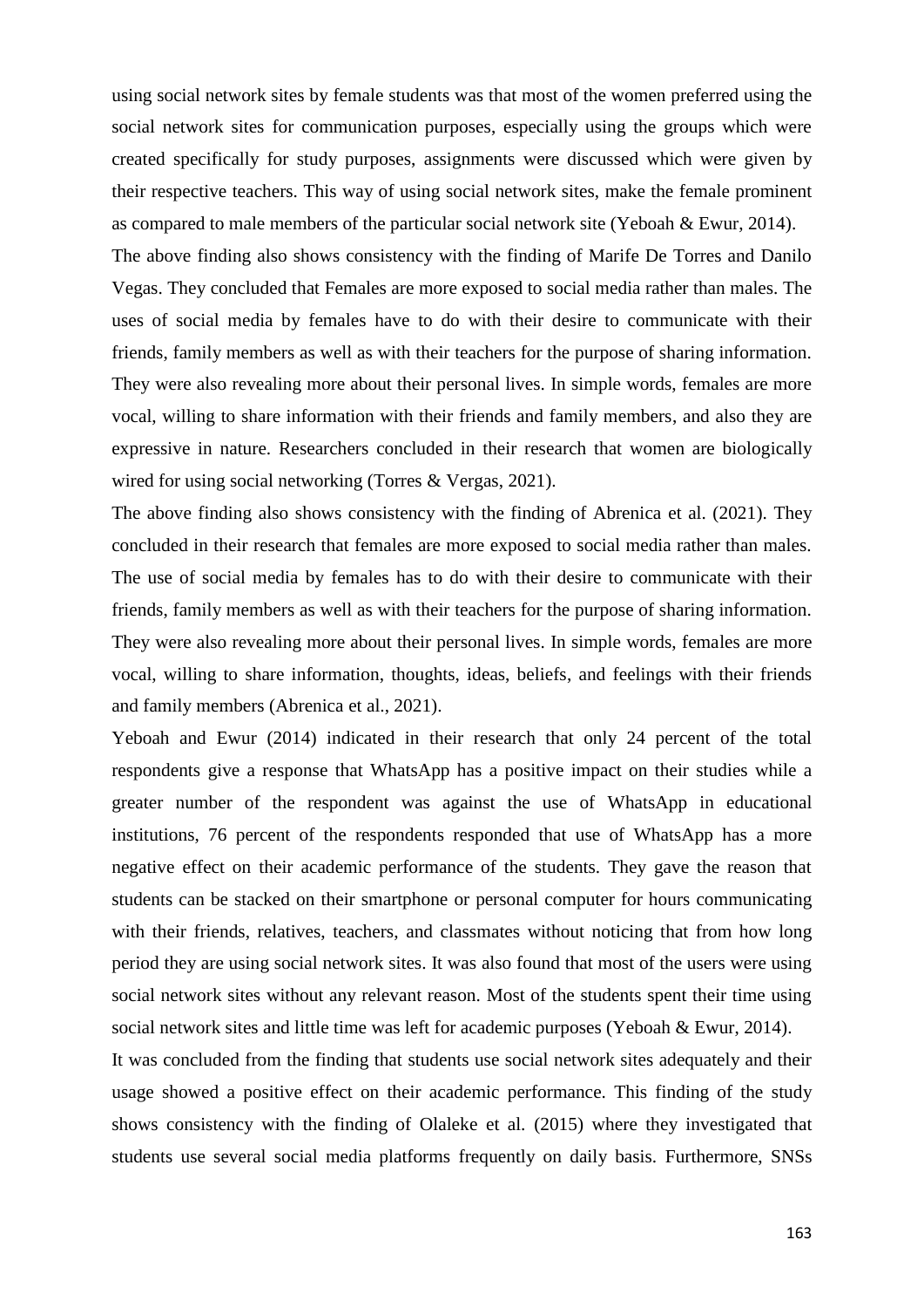using social network sites by female students was that most of the women preferred using the social network sites for communication purposes, especially using the groups which were created specifically for study purposes, assignments were discussed which were given by their respective teachers. This way of using social network sites, make the female prominent as compared to male members of the particular social network site (Yeboah & Ewur, 2014).

The above finding also shows consistency with the finding of Marife De Torres and Danilo Vegas. They concluded that Females are more exposed to social media rather than males. The uses of social media by females have to do with their desire to communicate with their friends, family members as well as with their teachers for the purpose of sharing information. They were also revealing more about their personal lives. In simple words, females are more vocal, willing to share information with their friends and family members, and also they are expressive in nature. Researchers concluded in their research that women are biologically wired for using social networking (Torres & Vergas, 2021).

The above finding also shows consistency with the finding of Abrenica et al. (2021). They concluded in their research that females are more exposed to social media rather than males. The use of social media by females has to do with their desire to communicate with their friends, family members as well as with their teachers for the purpose of sharing information. They were also revealing more about their personal lives. In simple words, females are more vocal, willing to share information, thoughts, ideas, beliefs, and feelings with their friends and family members (Abrenica et al., 2021).

Yeboah and Ewur (2014) indicated in their research that only 24 percent of the total respondents give a response that WhatsApp has a positive impact on their studies while a greater number of the respondent was against the use of WhatsApp in educational institutions, 76 percent of the respondents responded that use of WhatsApp has a more negative effect on their academic performance of the students. They gave the reason that students can be stacked on their smartphone or personal computer for hours communicating with their friends, relatives, teachers, and classmates without noticing that from how long period they are using social network sites. It was also found that most of the users were using social network sites without any relevant reason. Most of the students spent their time using social network sites and little time was left for academic purposes (Yeboah & Ewur, 2014).

It was concluded from the finding that students use social network sites adequately and their usage showed a positive effect on their academic performance. This finding of the study shows consistency with the finding of Olaleke et al. (2015) where they investigated that students use several social media platforms frequently on daily basis. Furthermore, SNSs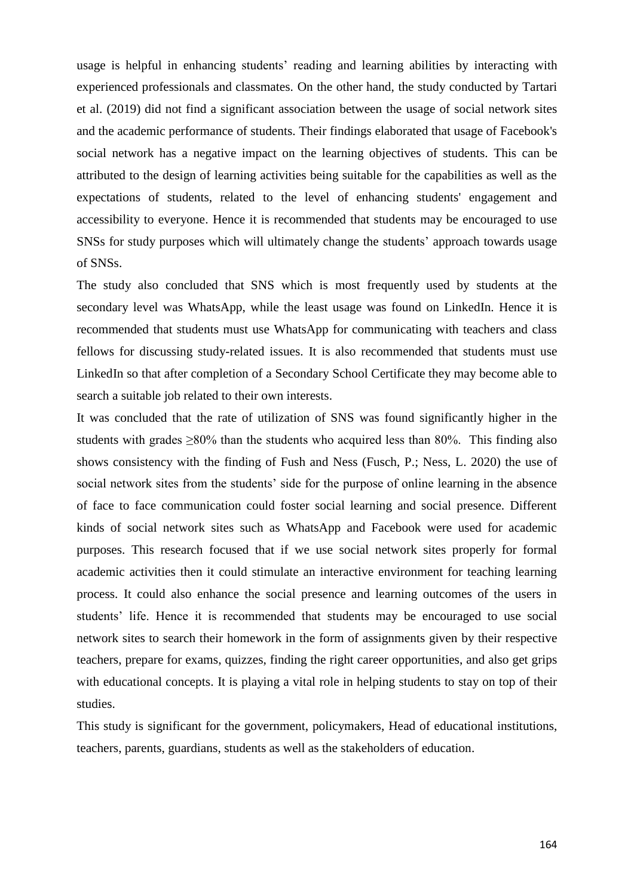usage is helpful in enhancing students' reading and learning abilities by interacting with experienced professionals and classmates. On the other hand, the study conducted by Tartari et al. (2019) did not find a significant association between the usage of social network sites and the academic performance of students. Their findings elaborated that usage of Facebook's social network has a negative impact on the learning objectives of students. This can be attributed to the design of learning activities being suitable for the capabilities as well as the expectations of students, related to the level of enhancing students' engagement and accessibility to everyone. Hence it is recommended that students may be encouraged to use SNSs for study purposes which will ultimately change the students' approach towards usage of SNSs.

The study also concluded that SNS which is most frequently used by students at the secondary level was WhatsApp, while the least usage was found on LinkedIn. Hence it is recommended that students must use WhatsApp for communicating with teachers and class fellows for discussing study-related issues. It is also recommended that students must use LinkedIn so that after completion of a Secondary School Certificate they may become able to search a suitable job related to their own interests.

It was concluded that the rate of utilization of SNS was found significantly higher in the students with grades ≥80% than the students who acquired less than 80%. This finding also shows consistency with the finding of Fush and Ness (Fusch, P.; Ness, L. 2020) the use of social network sites from the students' side for the purpose of online learning in the absence of face to face communication could foster social learning and social presence. Different kinds of social network sites such as WhatsApp and Facebook were used for academic purposes. This research focused that if we use social network sites properly for formal academic activities then it could stimulate an interactive environment for teaching learning process. It could also enhance the social presence and learning outcomes of the users in students' life. Hence it is recommended that students may be encouraged to use social network sites to search their homework in the form of assignments given by their respective teachers, prepare for exams, quizzes, finding the right career opportunities, and also get grips with educational concepts. It is playing a vital role in helping students to stay on top of their studies.

This study is significant for the government, policymakers, Head of educational institutions, teachers, parents, guardians, students as well as the stakeholders of education.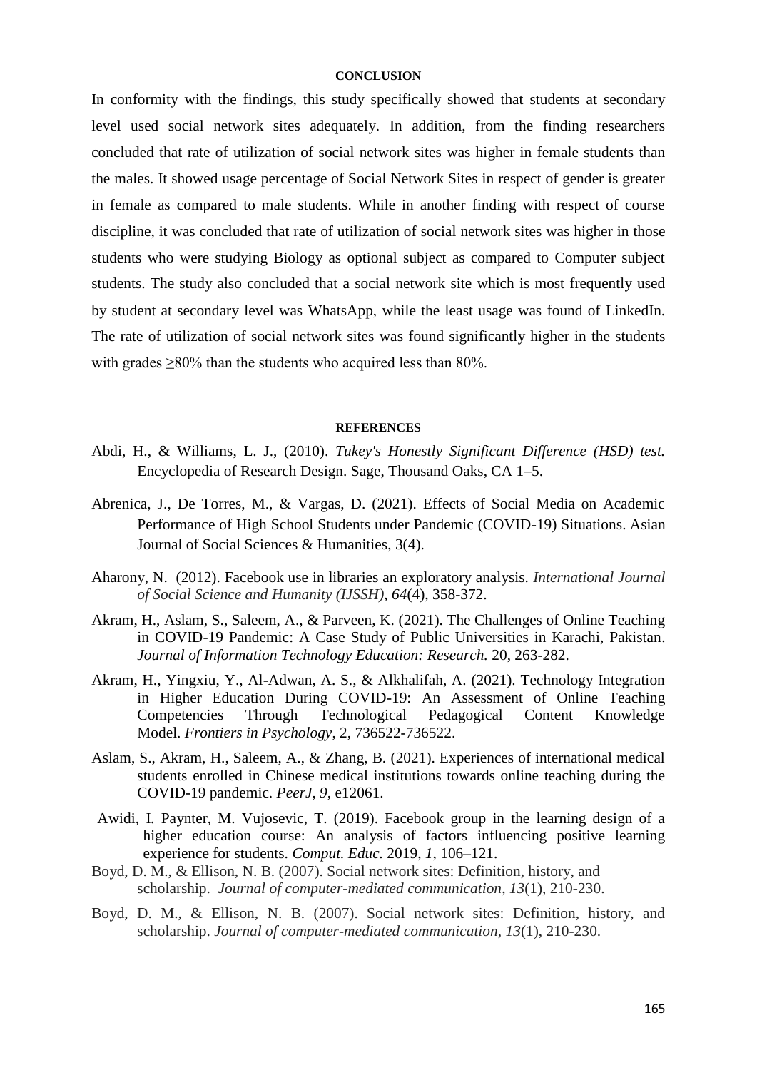## CONCLUSION

In conformity with the findings, this study specifically showed that students at secondary level used social network sites adequately. In addition, from the finding researchers concluded that rate of utilization of social network sites was higher in female students than the males. It showed usage percentage of Social Network Sites in respect of gender is greater in female as compared to male students. While in another finding with respect of course discipline, it was concluded that rate of utilization of social network sites was higher in those students who were studying Biology as optional subject as compared to Computer subject students. The study also concluded that a social network site which is most frequently used by student at secondary level was WhatsApp, while the least usage was found of LinkedIn. The rate of utilization of social network sites was found significantly higher in the students with grades ≥80% than the students who acquired less than 80%.

## REFERENCES

Abdi, H., & Williams, L. J., (2010). *Tukey's Honestly Significant Difference (HSD) test.* Encyclopedia of Research Design. Sage, Thousand Oaks, CA 1–5.

Abrenica, J., De Torres, M., & Vargas, D. (2021). Effects of Social Media on Academic Performance of High School Students under Pandemic (COVID-19) Situations. Asian Journal of Social Sciences & Humanities, 3(4).

Aharony, N. (2012). Facebook use in libraries an exploratory analysis. *International Journal of Social Science and Humanity (IJSSH)*, *64*(4), 358-372.

Akram, H., Aslam, S., Saleem, A., & Parveen, K. (2021). The Challenges of Online Teaching in COVID-19 Pandemic: A Case Study of Public Universities in Karachi, Pakistan. *Journal of Information Technology Education: Research.* 20, 263-282.

Akram, H., Yingxiu, Y., Al-Adwan, A. S., & Alkhalifah, A. (2021). Technology Integration in Higher Education During COVID-19: An Assessment of Online Teaching Competencies Through Technological Pedagogical Content Knowledge Model. *Frontiers in Psychology*, 2, 736522-736522.

Aslam, S., Akram, H., Saleem, A., & Zhang, B. (2021). Experiences of international medical students enrolled in Chinese medical institutions towards online teaching during the COVID-19 pandemic. *PeerJ*, *9*, e12061.

Awidi, I. Paynter, M. Vujosevic, T. (2019). Facebook group in the learning design of a higher education course: An analysis of factors influencing positive learning experience for students. *Comput. Educ.* 2019, *1*, 106–121.

Boyd, D. M., & Ellison, N. B. (2007). Social network sites: Definition, history, and scholarship. *Journal of computer-mediated communication*, *13*(1), 210-230.

Boyd, D. M., & Ellison, N. B. (2007). Social network sites: Definition, history, and scholarship. *Journal of computer-mediated communication*, *13*(1), 210-230.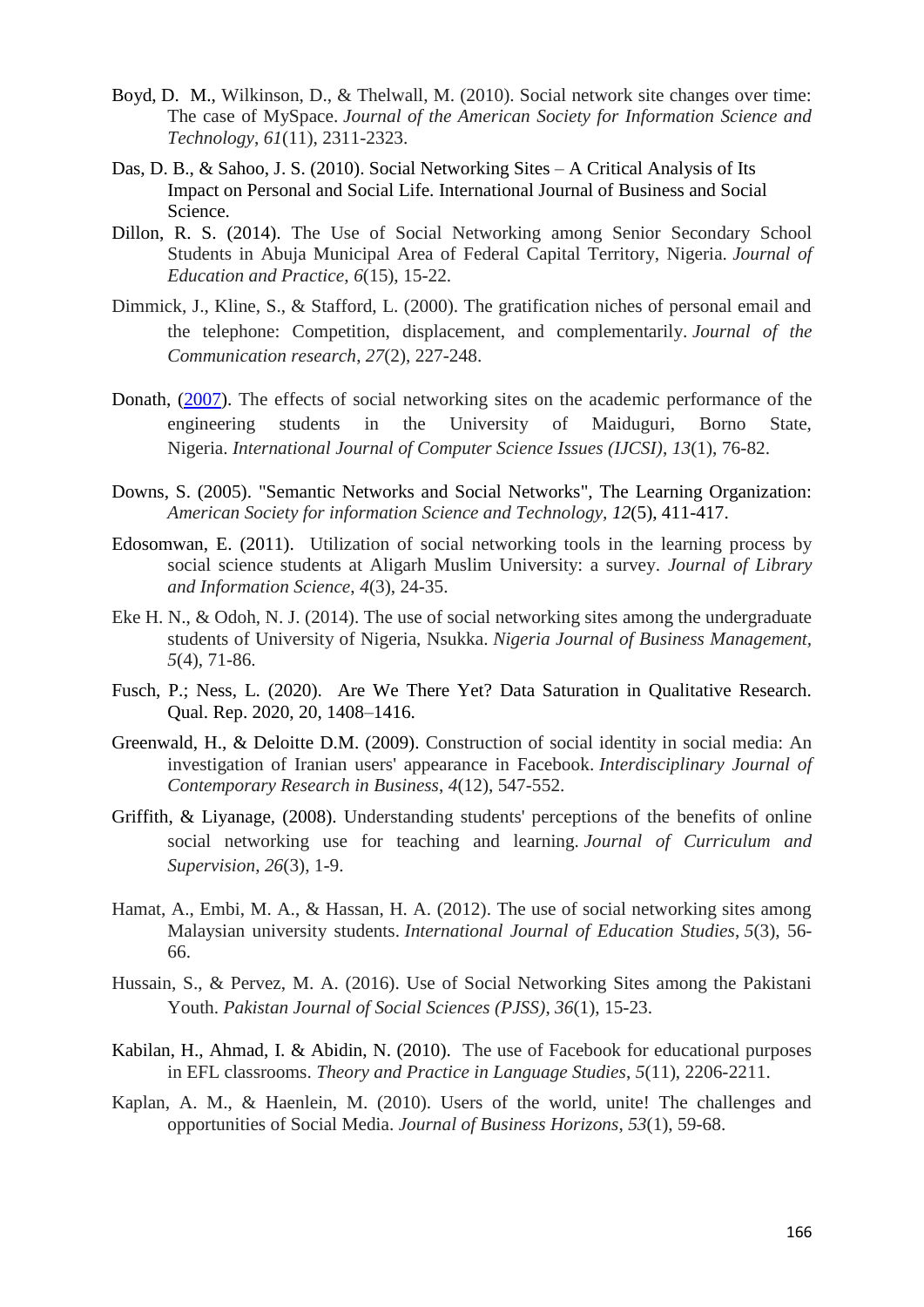Boyd, D. M., Wilkinson, D., & Thelwall, M. (2010). Social network site changes over time: The case of MySpace. *Journal of the American Society for Information Science and Technology*, *61*(11), 2311-2323.

Das, D. B., & Sahoo, J. S. (2010). Social Networking Sites – A Critical Analysis of Its Impact on Personal and Social Life. International Journal of Business and Social Science.

Dillon, R. S. (2014). The Use of Social Networking among Senior Secondary School Students in Abuja Municipal Area of Federal Capital Territory, Nigeria. *Journal of Education and Practice*, *6*(15), 15-22.

Dimmick, J., Kline, S., & Stafford, L. (2000). The gratification niches of personal email and the telephone: Competition, displacement, and complementarily. *Journal of the Communication research*, *27*(2), 227-248.

Donath, (2007). The effects of social networking sites on the academic performance of the engineering students in the University of Maiduguri, Borno State, Nigeria. *International Journal of Computer Science Issues (IJCSI)*, *13*(1), 76-82.

Downs, S. (2005). "Semantic Networks and Social Networks", The Learning Organization: *American Society for information Science and Technology, 12*(5), 411-417.

Edosomwan, E. (2011). Utilization of social networking tools in the learning process by social science students at Aligarh Muslim University: a survey. *Journal of Library and Information Science*, *4*(3), 24-35.

Eke H. N., & Odoh, N. J. (2014). The use of social networking sites among the undergraduate students of University of Nigeria, Nsukka. *Nigeria Journal of Business Management*, *5*(4), 71-86.

Fusch, P.; Ness, L. (2020). Are We There Yet? Data Saturation in Qualitative Research. Qual. Rep. 2020, 20, 1408–1416.

Greenwald, H., & Deloitte D.M. (2009). Construction of social identity in social media: An investigation of Iranian users' appearance in Facebook. *Interdisciplinary Journal of Contemporary Research in Business*, *4*(12), 547-552.

Griffith, & Liyanage, (2008). Understanding students' perceptions of the benefits of online social networking use for teaching and learning. *Journal of Curriculum and Supervision*, *26*(3), 1-9.

Hamat, A., Embi, M. A., & Hassan, H. A. (2012). The use of social networking sites among Malaysian university students. *International Journal of Education Studies*, *5*(3), 56-66.

Hussain, S., & Pervez, M. A. (2016). Use of Social Networking Sites among the Pakistani Youth. *Pakistan Journal of Social Sciences (PJSS)*, *36*(1), 15-23.

Kabilan, H., Ahmad, I. & Abidin, N. (2010). The use of Facebook for educational purposes in EFL classrooms. *Theory and Practice in Language Studies*, *5*(11), 2206-2211.

Kaplan, A. M., & Haenlein, M. (2010). Users of the world, unite! The challenges and opportunities of Social Media. *Journal of Business Horizons*, *53*(1), 59-68.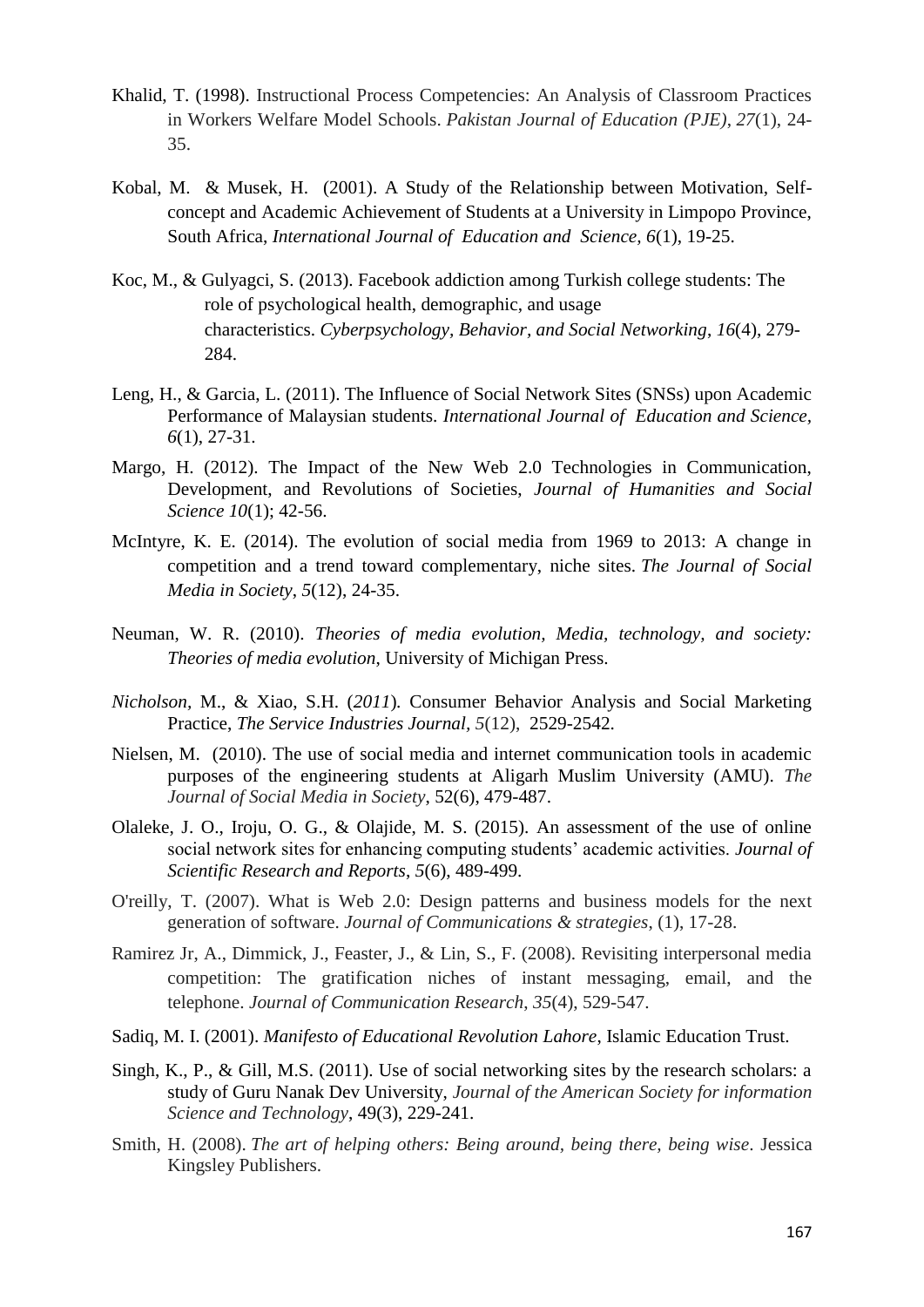Khalid, T. (1998). Instructional Process Competencies: An Analysis of Classroom Practices in Workers Welfare Model Schools. *Pakistan Journal of Education (PJE), 27*(1), 24-35.

Kobal, M. & Musek, H. (2001). A Study of the Relationship between Motivation, Self-concept and Academic Achievement of Students at a University in Limpopo Province, South Africa, *International Journal of Education and Science, 6*(1), 19-25.

Koc, M., & Gulyagci, S. (2013). Facebook addiction among Turkish college students: The role of psychological health, demographic, and usage characteristics. *Cyberpsychology, Behavior, and Social Networking*, *16*(4), 279-284.

Leng, H., & Garcia, L. (2011). The Influence of Social Network Sites (SNSs) upon Academic Performance of Malaysian students. *International Journal of Education and Science, 6*(1), 27-31.

Margo, H. (2012). The Impact of the New Web 2.0 Technologies in Communication, Development, and Revolutions of Societies, *Journal of Humanities and Social Science 10*(1); 42-56.

McIntyre, K. E. (2014). The evolution of social media from 1969 to 2013: A change in competition and a trend toward complementary, niche sites. *The Journal of Social Media in Society*, *5*(12), 24-35.

Neuman, W. R. (2010). *Theories of media evolution, Media, technology, and society: Theories of media evolution*, University of Michigan Press.

*Nicholson*, M., & Xiao, S.H. (*2011*). Consumer Behavior Analysis and Social Marketing Practice, *The Service Industries Journal, 5*(12), 2529-2542.

Nielsen, M. (2010). The use of social media and internet communication tools in academic purposes of the engineering students at Aligarh Muslim University (AMU). *The Journal of Social Media in Society*, 52(6), 479-487.

Olaleke, J. O., Iroju, O. G., & Olajide, M. S. (2015). An assessment of the use of online social network sites for enhancing computing students' academic activities. *Journal of Scientific Research and Reports*, *5*(6), 489-499.

O'reilly, T. (2007). What is Web 2.0: Design patterns and business models for the next generation of software. *Journal of Communications & strategies*, (1), 17-28.

Ramirez Jr, A., Dimmick, J., Feaster, J., & Lin, S., F. (2008). Revisiting interpersonal media competition: The gratification niches of instant messaging, email, and the telephone. *Journal of Communication Research*, *35*(4), 529-547.

Sadiq, M. I. (2001). *Manifesto of Educational Revolution Lahore*, Islamic Education Trust.

Singh, K., P., & Gill, M.S. (2011). Use of social networking sites by the research scholars: a study of Guru Nanak Dev University, *Journal of the American Society for information Science and Technology*, 49(3), 229-241.

Smith, H. (2008). *The art of helping others: Being around, being there, being wise*. Jessica Kingsley Publishers.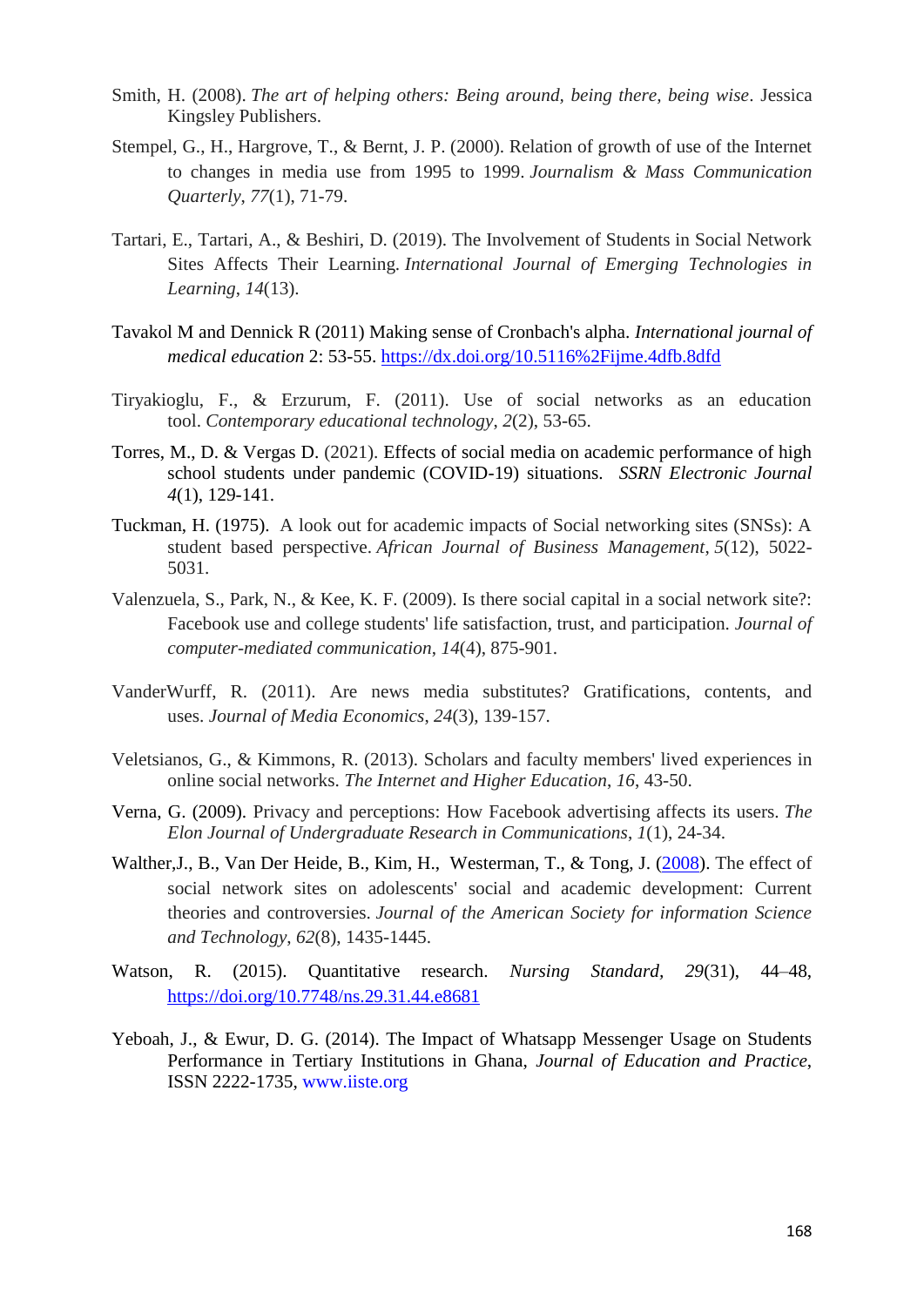Smith, H. (2008). *The art of helping others: Being around, being there, being wise*. Jessica Kingsley Publishers.

Stempel, G., H., Hargrove, T., & Bernt, J. P. (2000). Relation of growth of use of the Internet to changes in media use from 1995 to 1999. *Journalism & Mass Communication Quarterly*, *77*(1), 71-79.

Tartari, E., Tartari, A., & Beshiri, D. (2019). The Involvement of Students in Social Network Sites Affects Their Learning. *International Journal of Emerging Technologies in Learning*, *14*(13).

Tavakol M and Dennick R (2011) Making sense of Cronbach's alpha. *International journal of medical education* 2: 53-55. https://dx.doi.org/10.5116%2Fijme.4dfb.8dfd

Tiryakioglu, F., & Erzurum, F. (2011). Use of social networks as an education tool. *Contemporary educational technology*, *2*(2), 53-65.

Torres, M., D. & Vergas D. (2021). Effects of social media on academic performance of high school students under pandemic (COVID-19) situations. *SSRN Electronic Journal* *4*(1), 129-141.

Tuckman, H. (1975). A look out for academic impacts of Social networking sites (SNSs): A student based perspective. *African Journal of Business Management*, *5*(12), 5022-5031.

Valenzuela, S., Park, N., & Kee, K. F. (2009). Is there social capital in a social network site?: Facebook use and college students' life satisfaction, trust, and participation. *Journal of computer-mediated communication*, *14*(4), 875-901.

VanderWurff, R. (2011). Are news media substitutes? Gratifications, contents, and uses. *Journal of Media Economics*, *24*(3), 139-157.

Veletsianos, G., & Kimmons, R. (2013). Scholars and faculty members' lived experiences in online social networks. *The Internet and Higher Education*, *16*, 43-50.

Verna, G. (2009). Privacy and perceptions: How Facebook advertising affects its users. *The Elon Journal of Undergraduate Research in Communications*, *1*(1), 24-34.

Walther,J., B., Van Der Heide, B., Kim, H., Westerman, T., & Tong, J. (2008). The effect of social network sites on adolescents' social and academic development: Current theories and controversies. *Journal of the American Society for information Science and Technology*, *62*(8), 1435-1445.

Watson, R. (2015). Quantitative research. *Nursing Standard*, *29*(31), 44–48, https://doi.org/10.7748/ns.29.31.44.e8681

Yeboah, J., & Ewur, D. G. (2014). The Impact of Whatsapp Messenger Usage on Students Performance in Tertiary Institutions in Ghana, *Journal of Education and Practice*, ISSN 2222-1735, www.iiste.org